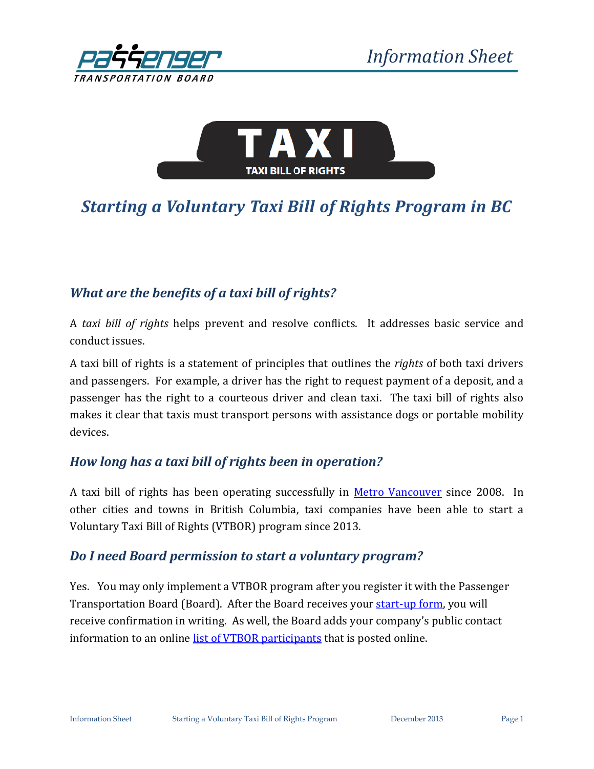Passenger Transportation Board

Information Sheet

TAXI

TAXI BILL OF RIGHTS

# Starting a Voluntary Taxi Bill of Rights Program in BC

## What are the benefits of a taxi bill of rights?

A *taxi bill of rights* helps prevent and resolve conflicts. It addresses basic service and conduct issues.

A taxi bill of rights is a statement of principles that outlines the *rights* of both taxi drivers and passengers. For example, a driver has the right to request payment of a deposit, and a passenger has the right to a courteous driver and clean taxi. The taxi bill of rights also makes it clear that taxis must transport persons with assistance dogs or portable mobility devices.

## How long has a taxi bill of rights been in operation?

A taxi bill of rights has been operating successfully in Metro Vancouver since 2008. In other cities and towns in British Columbia, taxi companies have been able to start a Voluntary Taxi Bill of Rights (VTBOR) program since 2013.

## Do I need Board permission to start a voluntary program?

Yes. You may only implement a VTBOR program after you register it with the Passenger Transportation Board (Board). After the Board receives your start-up form, you will receive confirmation in writing. As well, the Board adds your company's public contact information to an online list of VTBOR participants that is posted online.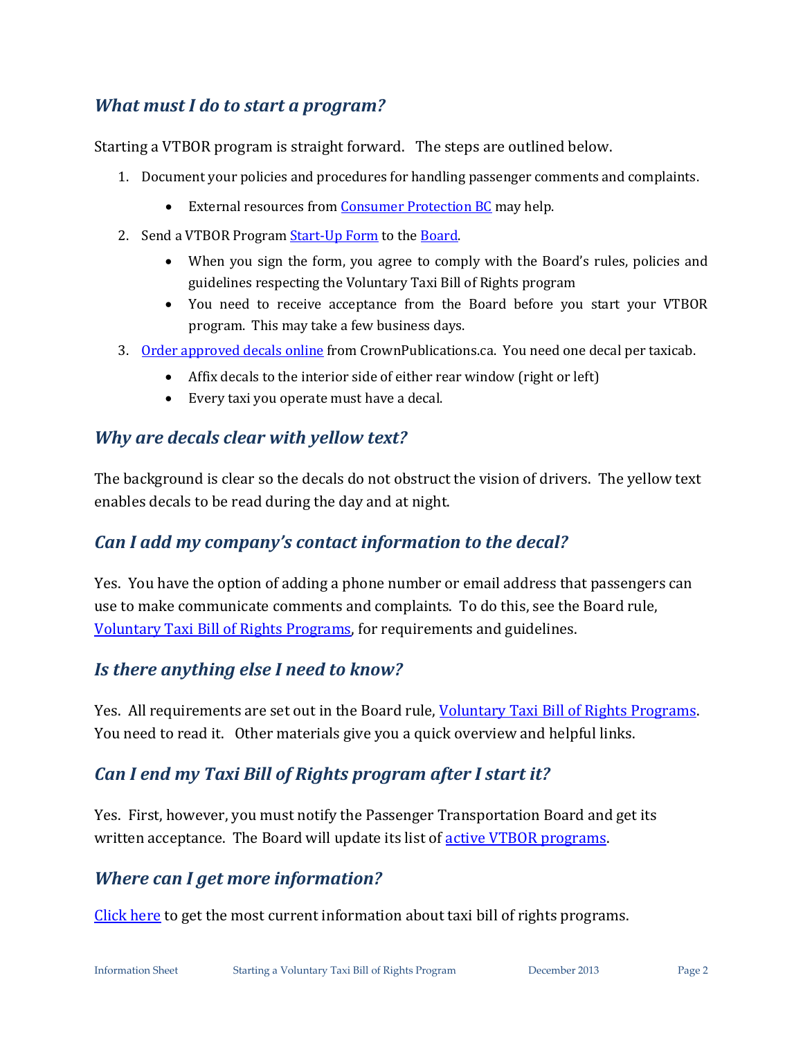### *What must I do to start a program?*

Starting a VTBOR program is straight forward. The steps are outlined below.

1. Document your policies and procedures for handling passenger comments and complaints.
   - External resources from Consumer Protection BC may help.
2. Send a VTBOR Program Start-Up Form to the Board.
   - When you sign the form, you agree to comply with the Board's rules, policies and guidelines respecting the Voluntary Taxi Bill of Rights program
   - You need to receive acceptance from the Board before you start your VTBOR program. This may take a few business days.
3. Order approved decals online from CrownPublications.ca. You need one decal per taxicab.
   - Affix decals to the interior side of either rear window (right or left)
   - Every taxi you operate must have a decal.

### *Why are decals clear with yellow text?*

The background is clear so the decals do not obstruct the vision of drivers. The yellow text enables decals to be read during the day and at night.

### *Can I add my company's contact information to the decal?*

Yes. You have the option of adding a phone number or email address that passengers can use to make communicate comments and complaints. To do this, see the Board rule, Voluntary Taxi Bill of Rights Programs, for requirements and guidelines.

### *Is there anything else I need to know?*

Yes. All requirements are set out in the Board rule, Voluntary Taxi Bill of Rights Programs. You need to read it. Other materials give you a quick overview and helpful links.

### *Can I end my Taxi Bill of Rights program after I start it?*

Yes. First, however, you must notify the Passenger Transportation Board and get its written acceptance. The Board will update its list of active VTBOR programs.

### *Where can I get more information?*

Click here to get the most current information about taxi bill of rights programs.